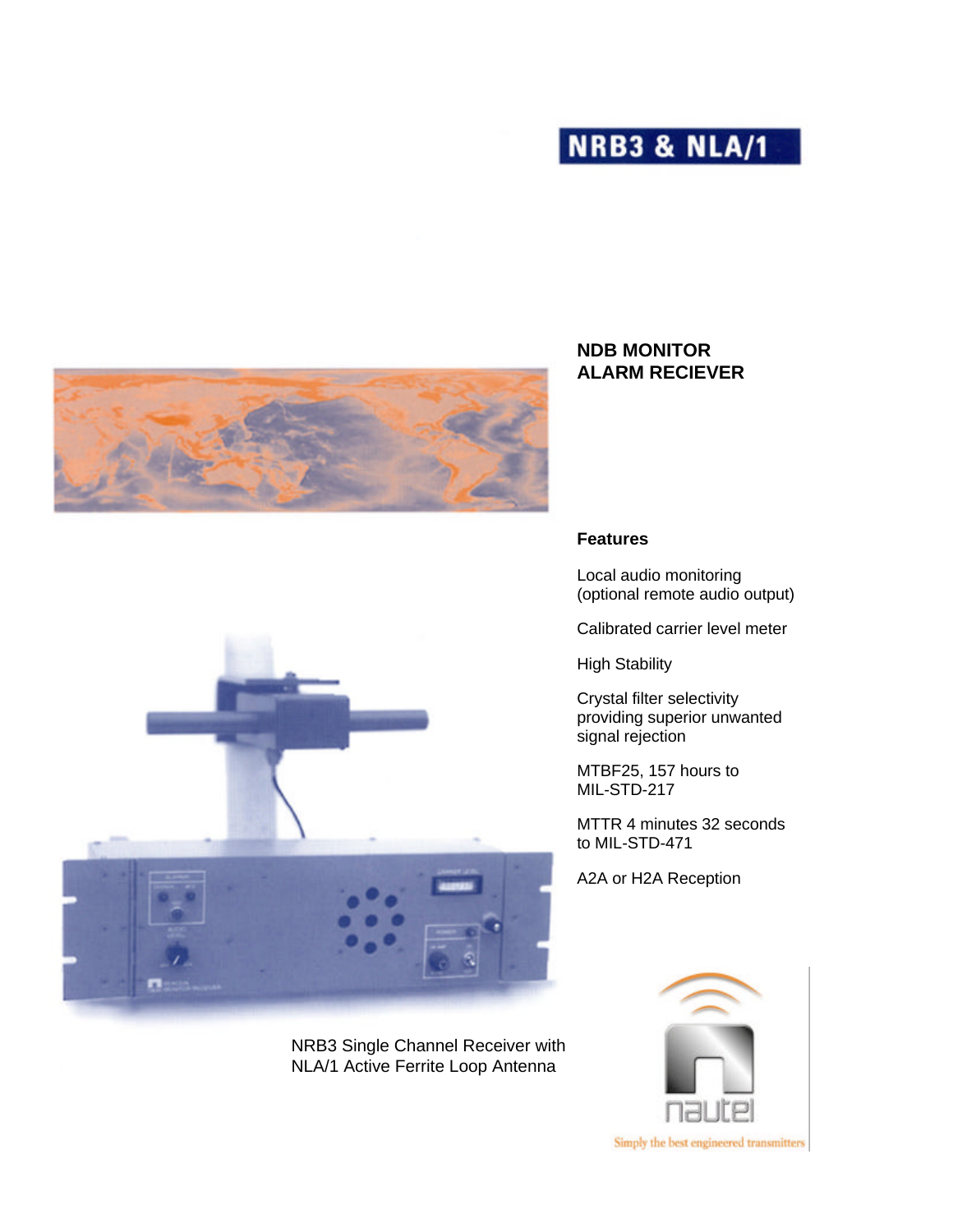# NRB3 & NLA/1

## NDB MONITOR ALARM RECIEVER

### Features

Local audio monitoring (optional remote audio output)

Calibrated carrier level meter

High Stability

Crystal filter selectivity providing superior unwanted signal rejection

MTBF25, 157 hours to MIL-STD-217

MTTR 4 minutes 32 seconds to MIL-STD-471

A2A or H2A Reception

NRB3 Single Channel Receiver with NLA/1 Active Ferrite Loop Antenna

nautel

Simply the best engineered transmitters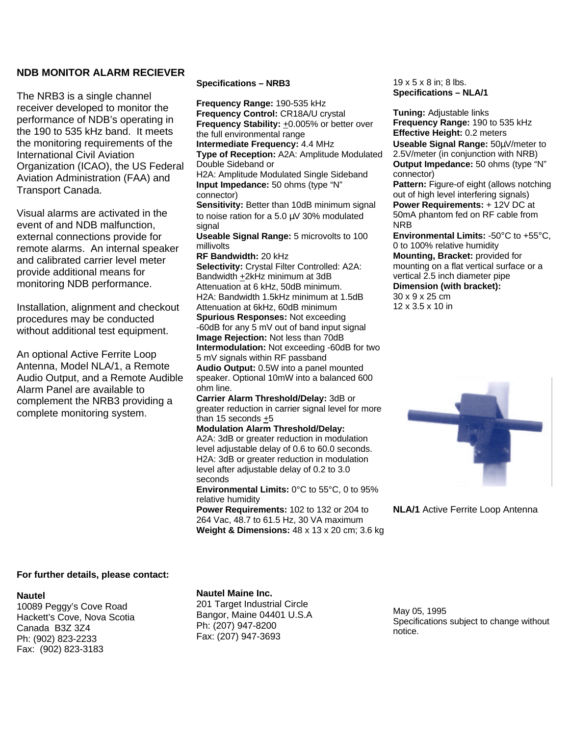**NDB MONITOR ALARM RECIEVER**

The NRB3 is a single channel receiver developed to monitor the performance of NDB's operating in the 190 to 535 kHz band. It meets the monitoring requirements of the International Civil Aviation Organization (ICAO), the US Federal Aviation Administration (FAA) and Transport Canada.

Visual alarms are activated in the event of and NDB malfunction, external connections provide for remote alarms. An internal speaker and calibrated carrier level meter provide additional means for monitoring NDB performance.

Installation, alignment and checkout procedures may be conducted without additional test equipment.

An optional Active Ferrite Loop Antenna, Model NLA/1, a Remote Audio Output, and a Remote Audible Alarm Panel are available to complement the NRB3 providing a complete monitoring system.

**Specifications – NRB3**

**Frequency Range:** 190-535 kHz
**Frequency Control:** CR18A/U crystal
**Frequency Stability:** ±0.005% or better over the full environmental range
**Intermediate Frequency:** 4.4 MHz
**Type of Reception:** A2A: Amplitude Modulated Double Sideband or
H2A: Amplitude Modulated Single Sideband
**Input Impedance:** 50 ohms (type "N" connector)
**Sensitivity:** Better than 10dB minimum signal to noise ration for a 5.0 µV 30% modulated signal
**Useable Signal Range:** 5 microvolts to 100 millivolts
**RF Bandwidth:** 20 kHz
**Selectivity:** Crystal Filter Controlled: A2A: Bandwidth ±2kHz minimum at 3dB
Attenuation at 6 kHz, 50dB minimum.
H2A: Bandwidth 1.5kHz minimum at 1.5dB
Attenuation at 6kHz, 60dB minimum
**Spurious Responses:** Not exceeding -60dB for any 5 mV out of band input signal
**Image Rejection:** Not less than 70dB
**Intermodulation:** Not exceeding -60dB for two 5 mV signals within RF passband
**Audio Output:** 0.5W into a panel mounted speaker. Optional 10mW into a balanced 600 ohm line.
**Carrier Alarm Threshold/Delay:** 3dB or greater reduction in carrier signal level for more than 15 seconds ±5
**Modulation Alarm Threshold/Delay:**
A2A: 3dB or greater reduction in modulation level adjustable delay of 0.6 to 60.0 seconds.
H2A: 3dB or greater reduction in modulation level after adjustable delay of 0.2 to 3.0 seconds
**Environmental Limits:** 0°C to 55°C, 0 to 95% relative humidity
**Power Requirements:** 102 to 132 or 204 to 264 Vac, 48.7 to 61.5 Hz, 30 VA maximum
**Weight & Dimensions:** 48 x 13 x 20 cm; 3.6 kg
19 x 5 x 8 in; 8 lbs.

**Specifications – NLA/1**

**Tuning:** Adjustable links
**Frequency Range:** 190 to 535 kHz
**Effective Height:** 0.2 meters
**Useable Signal Range:** 50µV/meter to 2.5V/meter (in conjunction with NRB)
**Output Impedance:** 50 ohms (type "N" connector)
**Pattern:** Figure-of eight (allows notching out of high level interfering signals)
**Power Requirements:** + 12V DC at 50mA phantom fed on RF cable from NRB
**Environmental Limits:** -50°C to +55°C, 0 to 100% relative humidity
**Mounting, Bracket:** provided for mounting on a flat vertical surface or a vertical 2.5 inch diameter pipe
**Dimension (with bracket):**
30 x 9 x 25 cm
12 x 3.5 x 10 in

**NLA/1** Active Ferrite Loop Antenna

**For further details, please contact:**

**Nautel**
10089 Peggy's Cove Road
Hackett's Cove, Nova Scotia
Canada B3Z 3Z4
Ph: (902) 823-2233
Fax: (902) 823-3183

**Nautel Maine Inc.**
201 Target Industrial Circle
Bangor, Maine 04401 U.S.A
Ph: (207) 947-8200
Fax: (207) 947-3693

May 05, 1995
Specifications subject to change without notice.